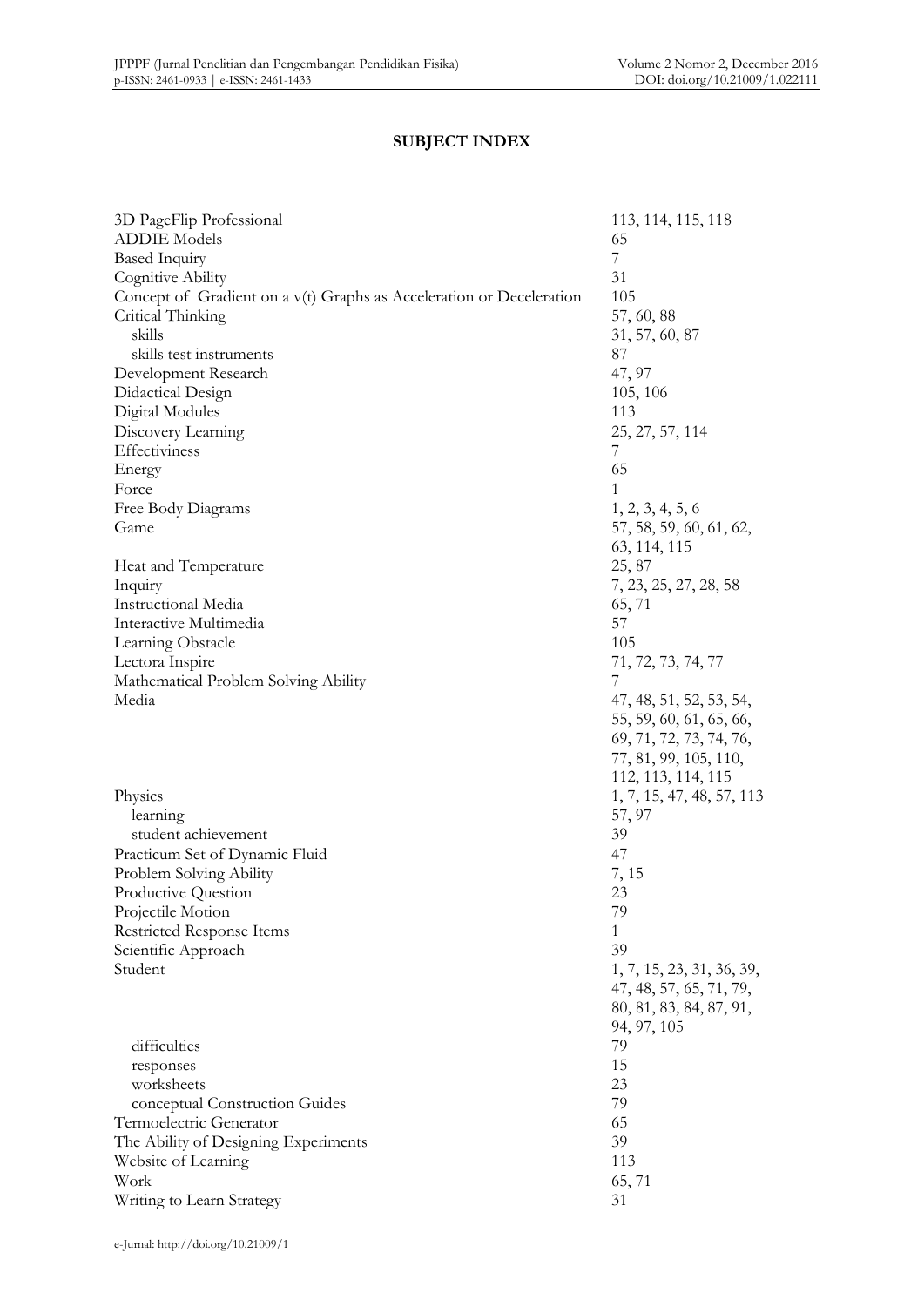# SUBJECT INDEX

| | |
|---|---|
| 3D PageFlip Professional | 113, 114, 115, 118 |
| ADDIE Models | 65 |
| Based Inquiry | 7 |
| Cognitive Ability | 31 |
| Concept of Gradient on a v(t) Graphs as Acceleration or Deceleration | 105 |
| Critical Thinking | 57, 60, 88 |
| skills | 31, 57, 60, 87 |
| skills test instruments | 87 |
| Development Research | 47, 97 |
| Didactical Design | 105, 106 |
| Digital Modules | 113 |
| Discovery Learning | 25, 27, 57, 114 |
| Effectiviness | 7 |
| Energy | 65 |
| Force | 1 |
| Free Body Diagrams | 1, 2, 3, 4, 5, 6 |
| Game | 57, 58, 59, 60, 61, 62, 63, 114, 115 |
| Heat and Temperature | 25, 87 |
| Inquiry | 7, 23, 25, 27, 28, 58 |
| Instructional Media | 65, 71 |
| Interactive Multimedia | 57 |
| Learning Obstacle | 105 |
| Lectora Inspire | 71, 72, 73, 74, 77 |
| Mathematical Problem Solving Ability | 7 |
| Media | 47, 48, 51, 52, 53, 54, 55, 59, 60, 61, 65, 66, 69, 71, 72, 73, 74, 76, 77, 81, 99, 105, 110, 112, 113, 114, 115 |
| Physics | 1, 7, 15, 47, 48, 57, 113 |
| learning | 57, 97 |
| student achievement | 39 |
| Practicum Set of Dynamic Fluid | 47 |
| Problem Solving Ability | 7, 15 |
| Productive Question | 23 |
| Projectile Motion | 79 |
| Restricted Response Items | 1 |
| Scientific Approach | 39 |
| Student | 1, 7, 15, 23, 31, 36, 39, 47, 48, 57, 65, 71, 79, 80, 81, 83, 84, 87, 91, 94, 97, 105 |
| difficulties | 79 |
| responses | 15 |
| worksheets | 23 |
| conceptual Construction Guides | 79 |
| Termoelectric Generator | 65 |
| The Ability of Designing Experiments | 39 |
| Website of Learning | 113 |
| Work | 65, 71 |
| Writing to Learn Strategy | 31 |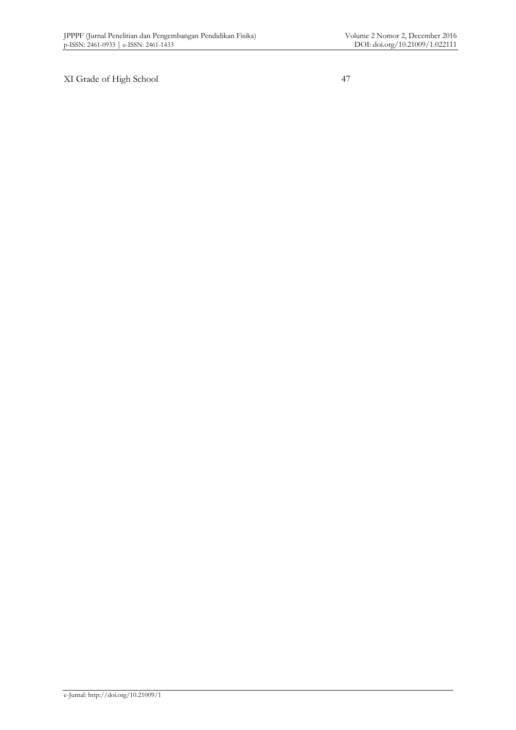XI Grade of High School 47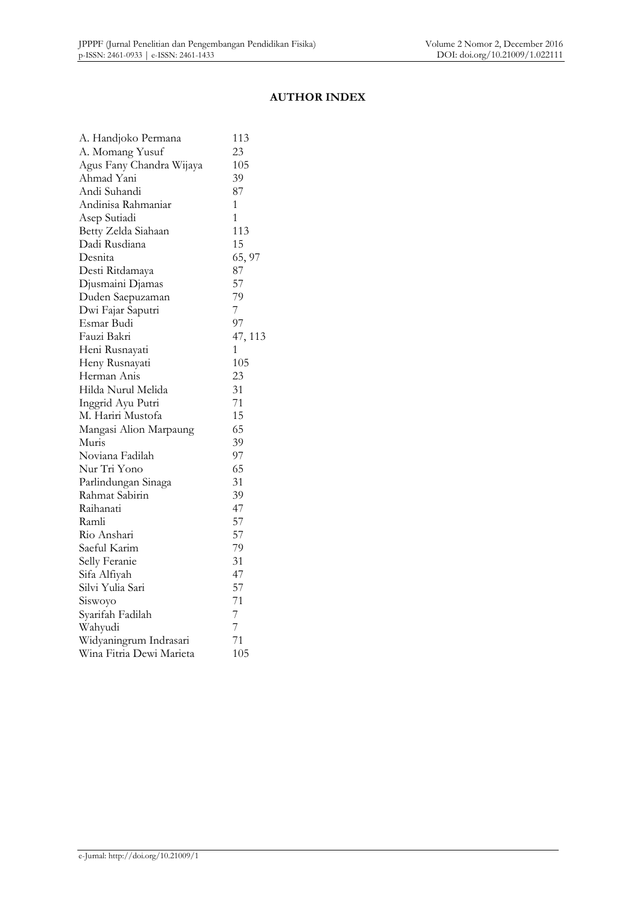**AUTHOR INDEX**

| | |
|---|---|
| A. Handjoko Permana | 113 |
| A. Momang Yusuf | 23 |
| Agus Fany Chandra Wijaya | 105 |
| Ahmad Yani | 39 |
| Andi Suhandi | 87 |
| Andinisa Rahmaniar | 1 |
| Asep Sutiadi | 1 |
| Betty Zelda Siahaan | 113 |
| Dadi Rusdiana | 15 |
| Desnita | 65, 97 |
| Desti Ritdamaya | 87 |
| Djusmaini Djamas | 57 |
| Duden Saepuzaman | 79 |
| Dwi Fajar Saputri | 7 |
| Esmar Budi | 97 |
| Fauzi Bakri | 47, 113 |
| Heni Rusnayati | 1 |
| Heny Rusnayati | 105 |
| Herman Anis | 23 |
| Hilda Nurul Melida | 31 |
| Inggrid Ayu Putri | 71 |
| M. Hariri Mustofa | 15 |
| Mangasi Alion Marpaung | 65 |
| Muris | 39 |
| Noviana Fadilah | 97 |
| Nur Tri Yono | 65 |
| Parlindungan Sinaga | 31 |
| Rahmat Sabirin | 39 |
| Raihanati | 47 |
| Ramli | 57 |
| Rio Anshari | 57 |
| Saeful Karim | 79 |
| Selly Feranie | 31 |
| Sifa Alfiyah | 47 |
| Silvi Yulia Sari | 57 |
| Siswoyo | 71 |
| Syarifah Fadilah | 7 |
| Wahyudi | 7 |
| Widyaningrum Indrasari | 71 |
| Wina Fitria Dewi Marieta | 105 |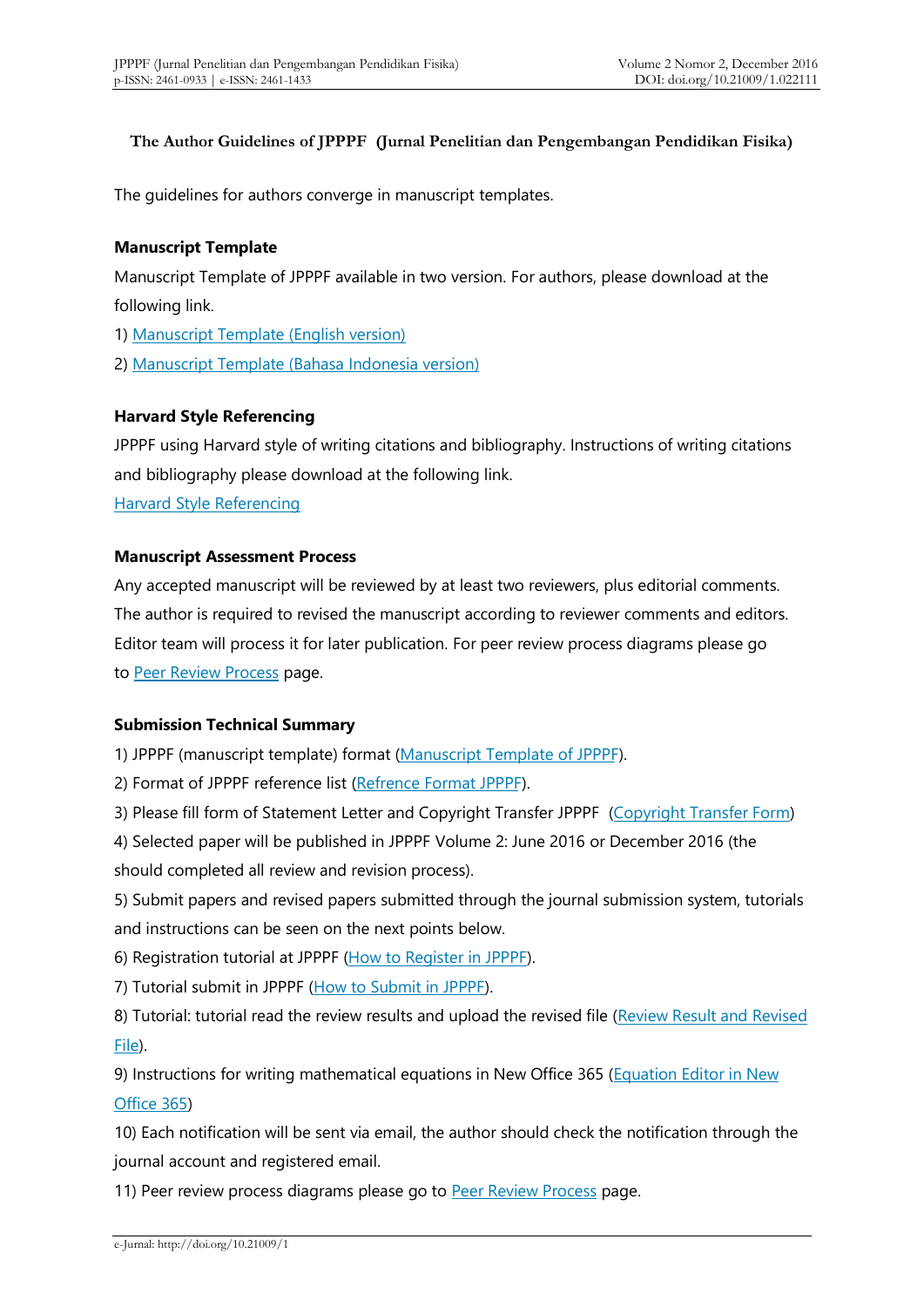**The Author Guidelines of JPPPF (Jurnal Penelitian dan Pengembangan Pendidikan Fisika)**

The guidelines for authors converge in manuscript templates.

**Manuscript Template**

Manuscript Template of JPPPF available in two version. For authors, please download at the following link.

1) Manuscript Template (English version)

2) Manuscript Template (Bahasa Indonesia version)

**Harvard Style Referencing**

JPPPF using Harvard style of writing citations and bibliography. Instructions of writing citations and bibliography please download at the following link.

Harvard Style Referencing

**Manuscript Assessment Process**

Any accepted manuscript will be reviewed by at least two reviewers, plus editorial comments. The author is required to revised the manuscript according to reviewer comments and editors. Editor team will process it for later publication. For peer review process diagrams please go to Peer Review Process page.

**Submission Technical Summary**

1) JPPPF (manuscript template) format (Manuscript Template of JPPPF).

2) Format of JPPPF reference list (Refrence Format JPPPF).

3) Please fill form of Statement Letter and Copyright Transfer JPPPF (Copyright Transfer Form)

4) Selected paper will be published in JPPPF Volume 2: June 2016 or December 2016 (the should completed all review and revision process).

5) Submit papers and revised papers submitted through the journal submission system, tutorials and instructions can be seen on the next points below.

6) Registration tutorial at JPPPF (How to Register in JPPPF).

7) Tutorial submit in JPPPF (How to Submit in JPPPF).

8) Tutorial: tutorial read the review results and upload the revised file (Review Result and Revised File).

9) Instructions for writing mathematical equations in New Office 365 (Equation Editor in New Office 365)

10) Each notification will be sent via email, the author should check the notification through the journal account and registered email.

11) Peer review process diagrams please go to Peer Review Process page.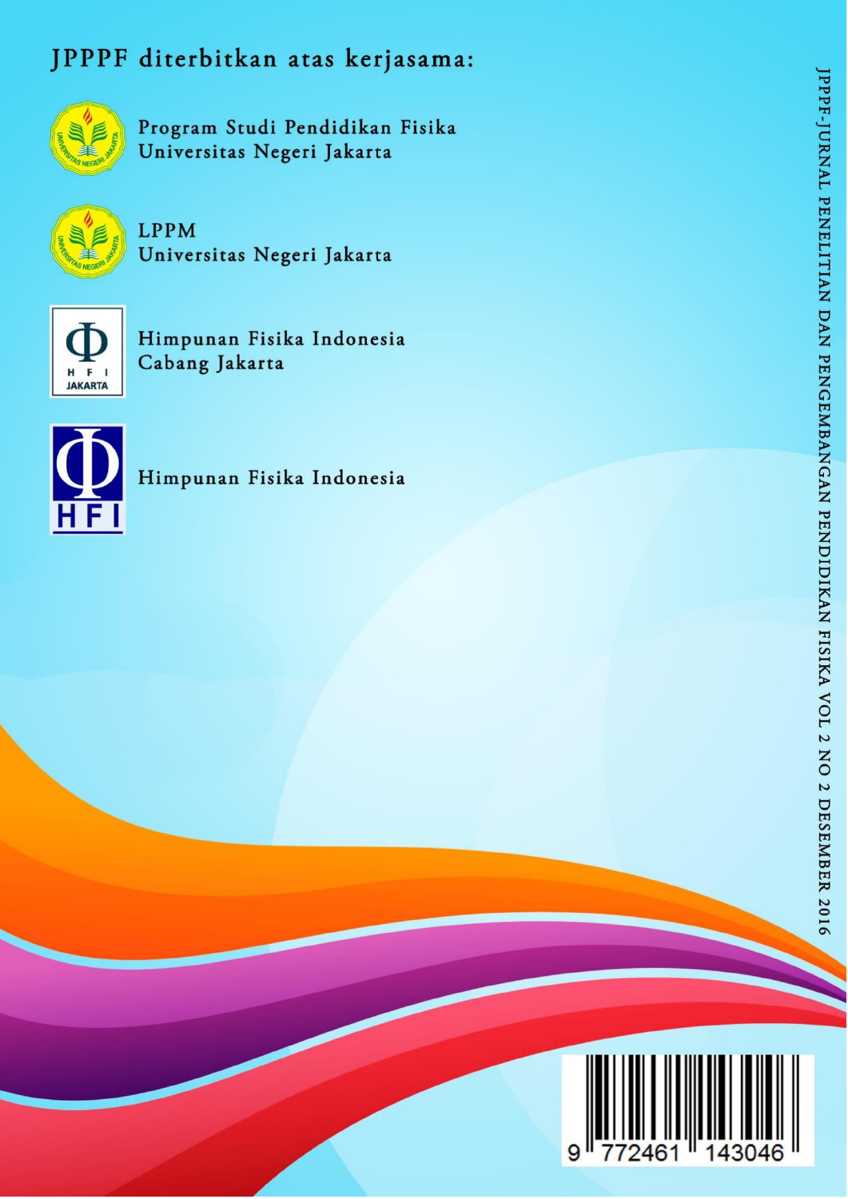# JPPPF diterbitkan atas kerjasama:

Program Studi Pendidikan Fisika
Universitas Negeri Jakarta

LPPM
Universitas Negeri Jakarta

Himpunan Fisika Indonesia
Cabang Jakarta

Himpunan Fisika Indonesia

JPPPF-JURNAL PENELITIAN DAN PENGEMBANGAN PENDIDIKAN FISIKA VOL 2 NO 2 DESEMBER 2016

9 772461 143046